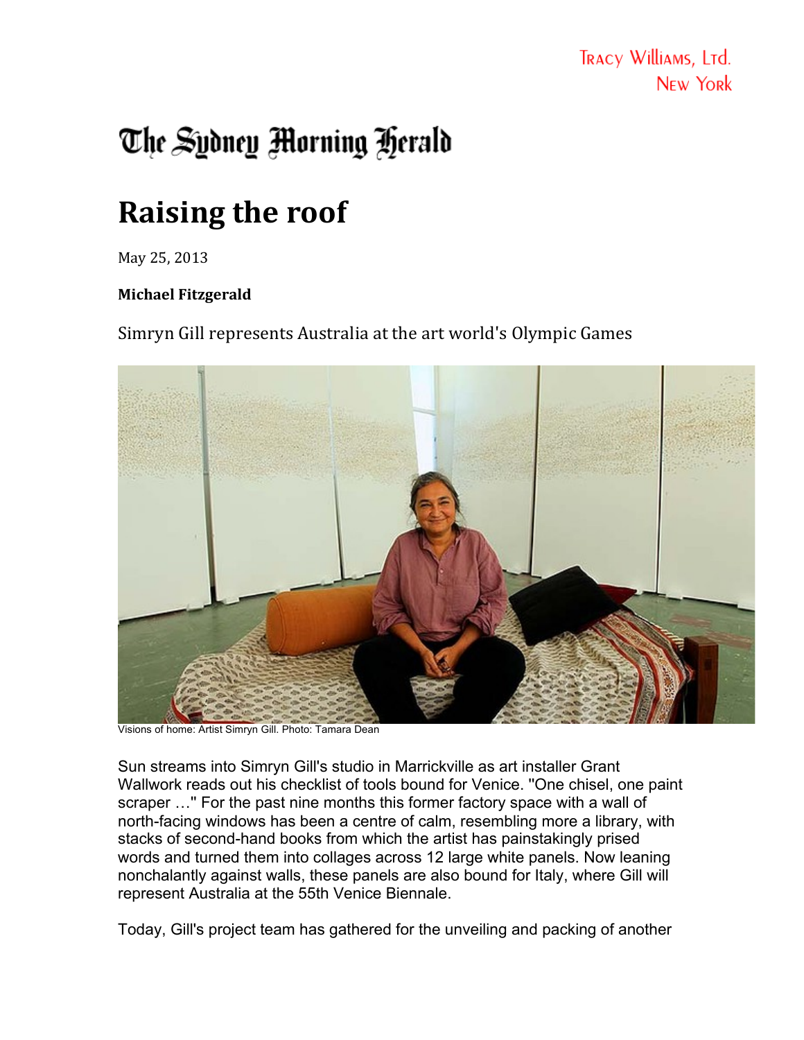Tracy Williams, Ltd.
New York

The Sydney Morning Herald

# Raising the roof

May 25, 2013

**Michael Fitzgerald**

Simryn Gill represents Australia at the art world's Olympic Games

Visions of home: Artist Simryn Gill. Photo: Tamara Dean

Sun streams into Simryn Gill's studio in Marrickville as art installer Grant Wallwork reads out his checklist of tools bound for Venice. "One chisel, one paint scraper …" For the past nine months this former factory space with a wall of north-facing windows has been a centre of calm, resembling more a library, with stacks of second-hand books from which the artist has painstakingly prised words and turned them into collages across 12 large white panels. Now leaning nonchalantly against walls, these panels are also bound for Italy, where Gill will represent Australia at the 55th Venice Biennale.

Today, Gill's project team has gathered for the unveiling and packing of another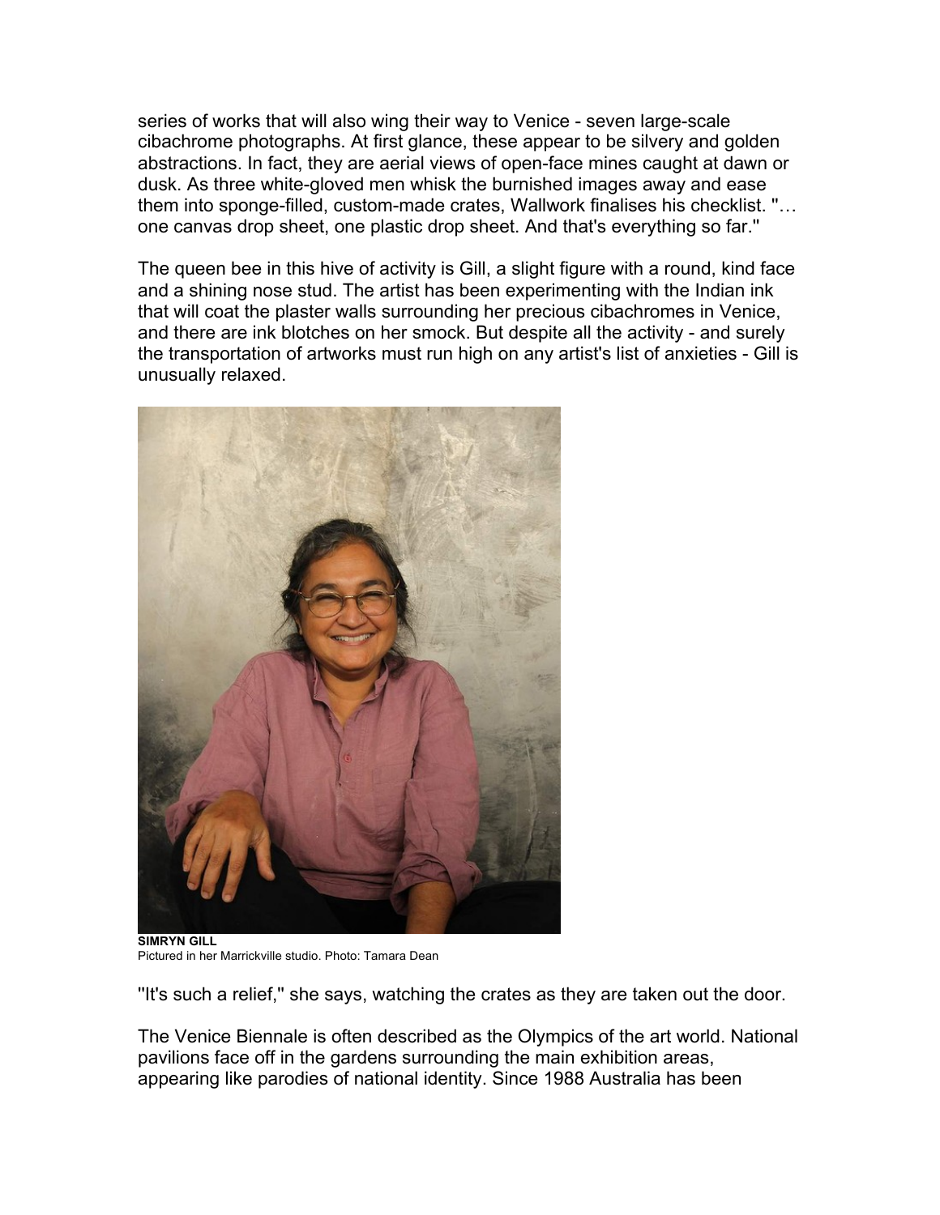series of works that will also wing their way to Venice - seven large-scale cibachrome photographs. At first glance, these appear to be silvery and golden abstractions. In fact, they are aerial views of open-face mines caught at dawn or dusk. As three white-gloved men whisk the burnished images away and ease them into sponge-filled, custom-made crates, Wallwork finalises his checklist. "… one canvas drop sheet, one plastic drop sheet. And that's everything so far."

The queen bee in this hive of activity is Gill, a slight figure with a round, kind face and a shining nose stud. The artist has been experimenting with the Indian ink that will coat the plaster walls surrounding her precious cibachromes in Venice, and there are ink blotches on her smock. But despite all the activity - and surely the transportation of artworks must run high on any artist's list of anxieties - Gill is unusually relaxed.

**SIMRYN GILL**
Pictured in her Marrickville studio. Photo: Tamara Dean

"It's such a relief," she says, watching the crates as they are taken out the door.

The Venice Biennale is often described as the Olympics of the art world. National pavilions face off in the gardens surrounding the main exhibition areas, appearing like parodies of national identity. Since 1988 Australia has been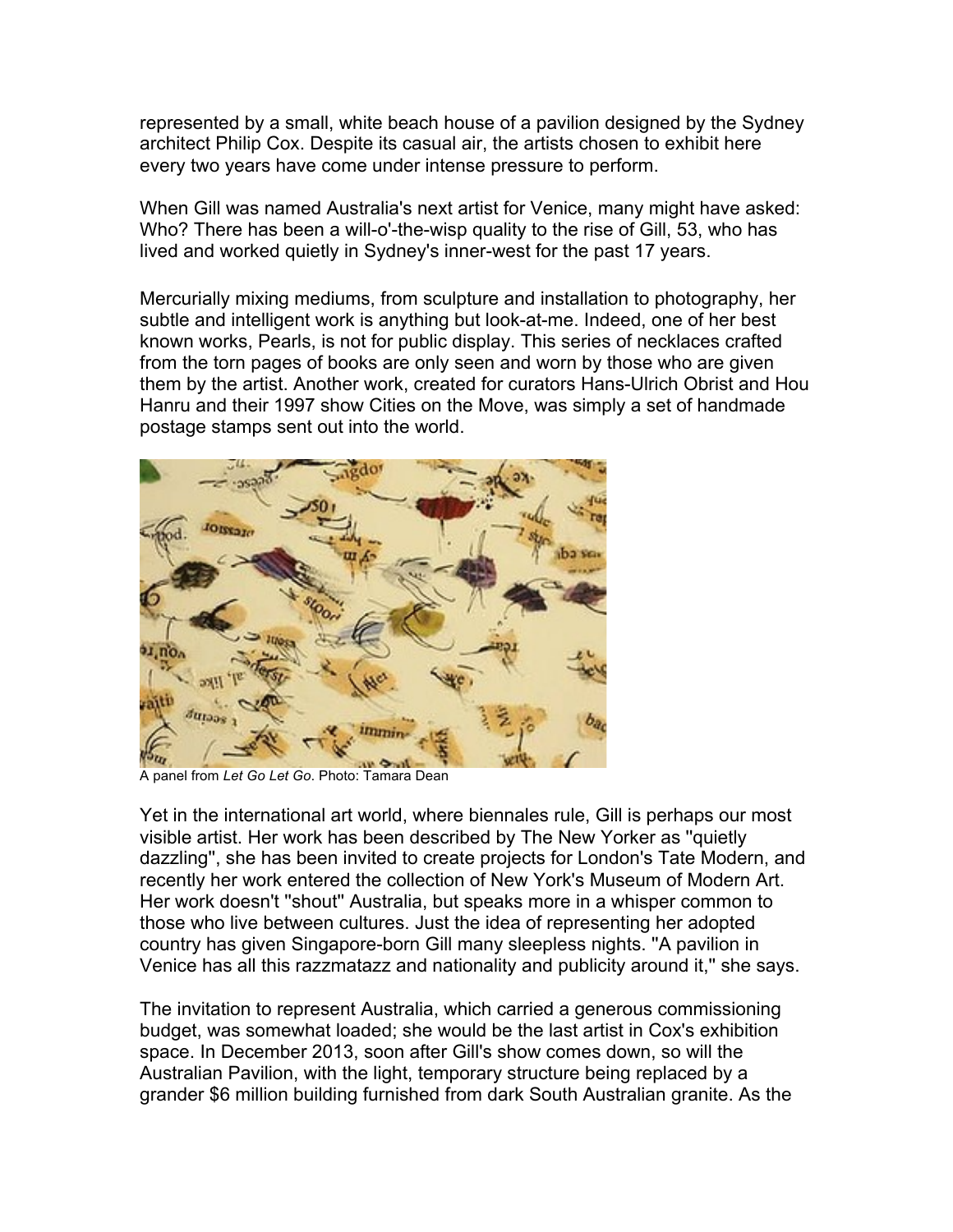represented by a small, white beach house of a pavilion designed by the Sydney architect Philip Cox. Despite its casual air, the artists chosen to exhibit here every two years have come under intense pressure to perform.

When Gill was named Australia's next artist for Venice, many might have asked: Who? There has been a will-o'-the-wisp quality to the rise of Gill, 53, who has lived and worked quietly in Sydney's inner-west for the past 17 years.

Mercurially mixing mediums, from sculpture and installation to photography, her subtle and intelligent work is anything but look-at-me. Indeed, one of her best known works, Pearls, is not for public display. This series of necklaces crafted from the torn pages of books are only seen and worn by those who are given them by the artist. Another work, created for curators Hans-Ulrich Obrist and Hou Hanru and their 1997 show Cities on the Move, was simply a set of handmade postage stamps sent out into the world.

A panel from *Let Go Let Go*. Photo: Tamara Dean

Yet in the international art world, where biennales rule, Gill is perhaps our most visible artist. Her work has been described by The New Yorker as "quietly dazzling", she has been invited to create projects for London's Tate Modern, and recently her work entered the collection of New York's Museum of Modern Art. Her work doesn't "shout" Australia, but speaks more in a whisper common to those who live between cultures. Just the idea of representing her adopted country has given Singapore-born Gill many sleepless nights. "A pavilion in Venice has all this razzmatazz and nationality and publicity around it," she says.

The invitation to represent Australia, which carried a generous commissioning budget, was somewhat loaded; she would be the last artist in Cox's exhibition space. In December 2013, soon after Gill's show comes down, so will the Australian Pavilion, with the light, temporary structure being replaced by a grander $6 million building furnished from dark South Australian granite. As the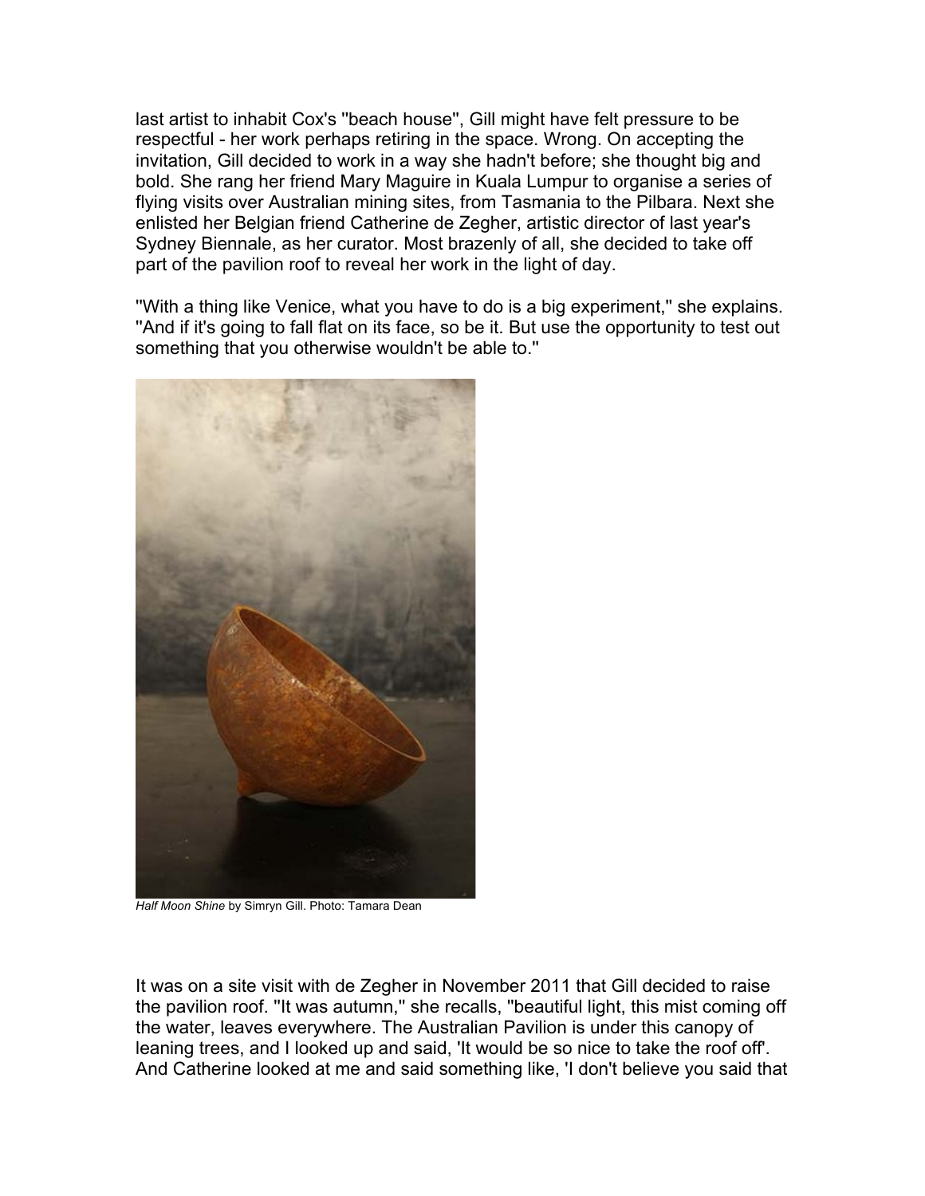last artist to inhabit Cox's ''beach house'', Gill might have felt pressure to be respectful - her work perhaps retiring in the space. Wrong. On accepting the invitation, Gill decided to work in a way she hadn't before; she thought big and bold. She rang her friend Mary Maguire in Kuala Lumpur to organise a series of flying visits over Australian mining sites, from Tasmania to the Pilbara. Next she enlisted her Belgian friend Catherine de Zegher, artistic director of last year's Sydney Biennale, as her curator. Most brazenly of all, she decided to take off part of the pavilion roof to reveal her work in the light of day.

''With a thing like Venice, what you have to do is a big experiment,'' she explains. ''And if it's going to fall flat on its face, so be it. But use the opportunity to test out something that you otherwise wouldn't be able to.''

*Half Moon Shine* by Simryn Gill. Photo: Tamara Dean

It was on a site visit with de Zegher in November 2011 that Gill decided to raise the pavilion roof. ''It was autumn,'' she recalls, ''beautiful light, this mist coming off the water, leaves everywhere. The Australian Pavilion is under this canopy of leaning trees, and I looked up and said, 'It would be so nice to take the roof off'. And Catherine looked at me and said something like, 'I don't believe you said that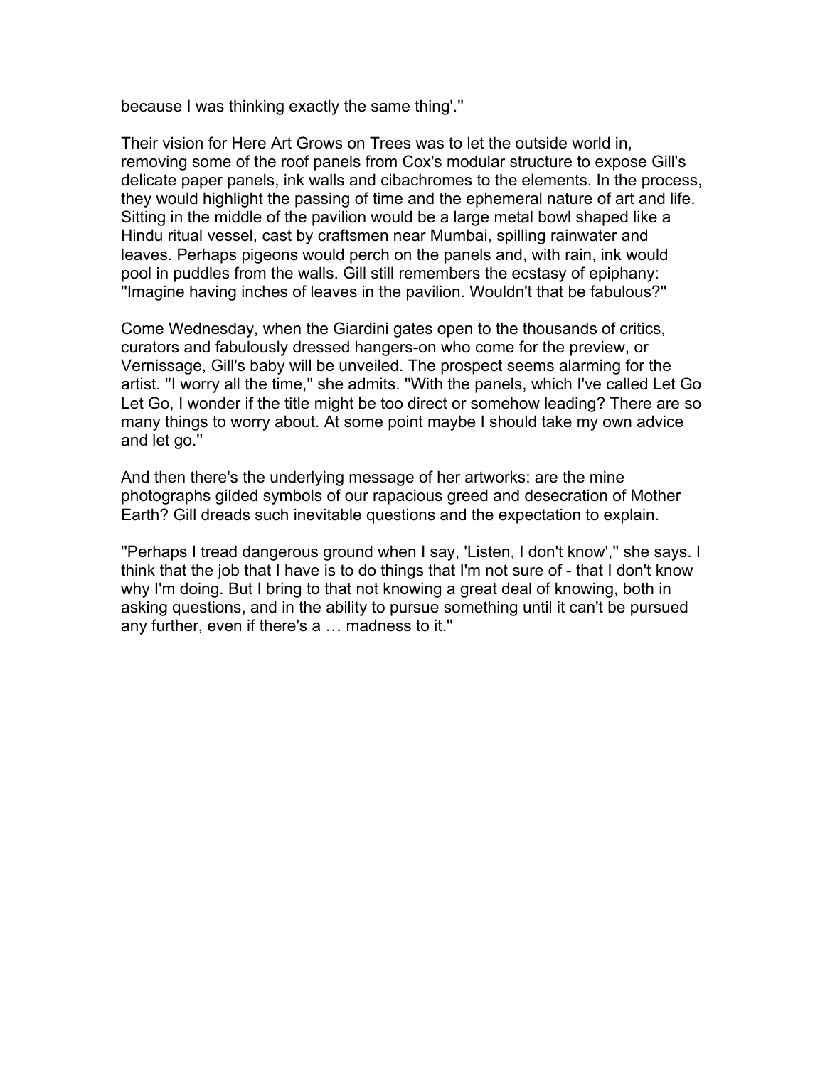because I was thinking exactly the same thing'."

Their vision for Here Art Grows on Trees was to let the outside world in, removing some of the roof panels from Cox's modular structure to expose Gill's delicate paper panels, ink walls and cibachromes to the elements. In the process, they would highlight the passing of time and the ephemeral nature of art and life. Sitting in the middle of the pavilion would be a large metal bowl shaped like a Hindu ritual vessel, cast by craftsmen near Mumbai, spilling rainwater and leaves. Perhaps pigeons would perch on the panels and, with rain, ink would pool in puddles from the walls. Gill still remembers the ecstasy of epiphany: "Imagine having inches of leaves in the pavilion. Wouldn't that be fabulous?"

Come Wednesday, when the Giardini gates open to the thousands of critics, curators and fabulously dressed hangers-on who come for the preview, or Vernissage, Gill's baby will be unveiled. The prospect seems alarming for the artist. "I worry all the time," she admits. "With the panels, which I've called Let Go Let Go, I wonder if the title might be too direct or somehow leading? There are so many things to worry about. At some point maybe I should take my own advice and let go."

And then there's the underlying message of her artworks: are the mine photographs gilded symbols of our rapacious greed and desecration of Mother Earth? Gill dreads such inevitable questions and the expectation to explain.

"Perhaps I tread dangerous ground when I say, 'Listen, I don't know'," she says. I think that the job that I have is to do things that I'm not sure of - that I don't know why I'm doing. But I bring to that not knowing a great deal of knowing, both in asking questions, and in the ability to pursue something until it can't be pursued any further, even if there's a … madness to it."